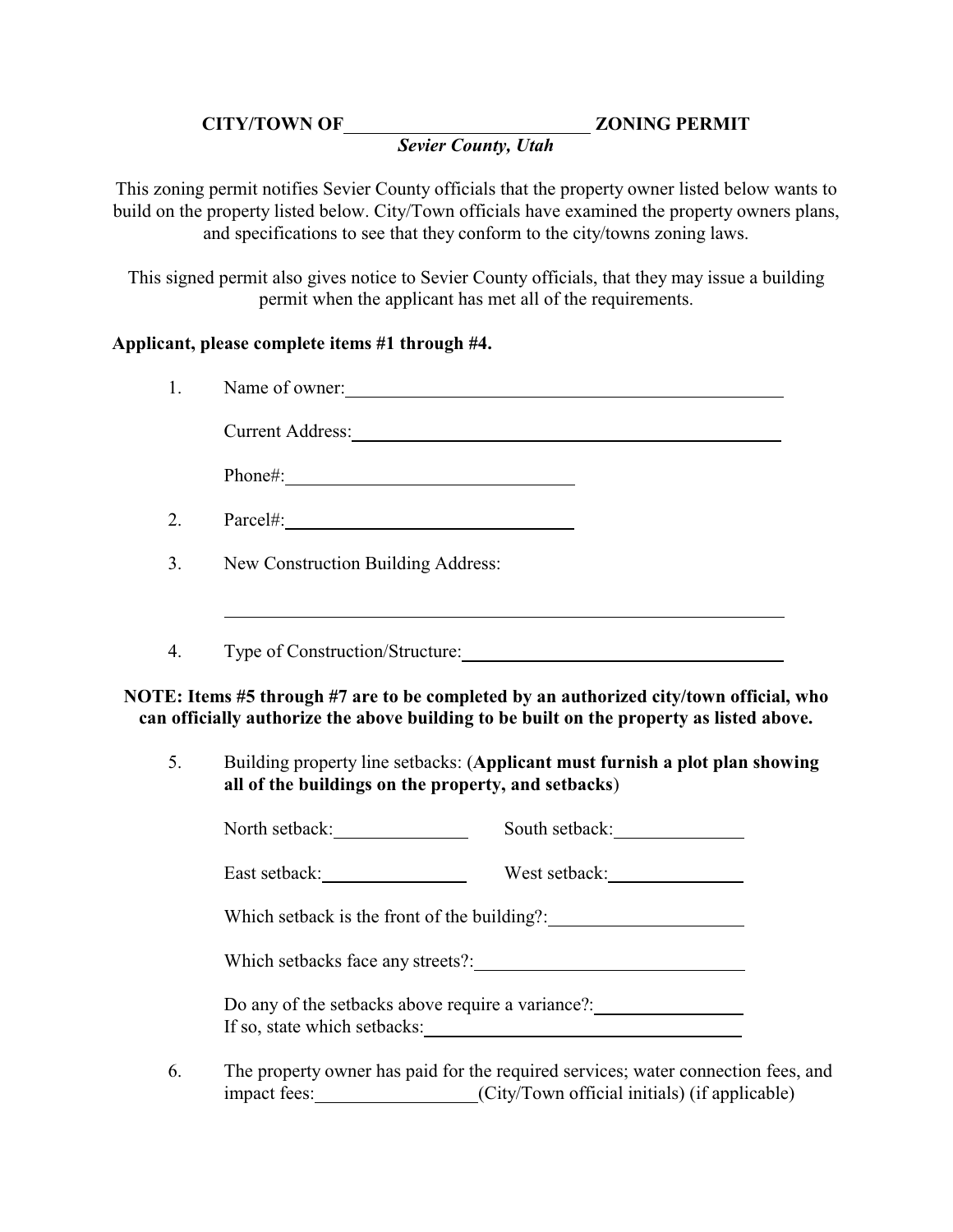**CITY/TOWN OF\_\_\_\_\_\_\_\_\_\_\_\_\_\_\_\_\_\_\_\_\_\_\_\_\_\_\_ ZONING PERMIT**
***Sevier County, Utah***

This zoning permit notifies Sevier County officials that the property owner listed below wants to build on the property listed below. City/Town officials have examined the property owners plans, and specifications to see that they conform to the city/towns zoning laws.

This signed permit also gives notice to Sevier County officials, that they may issue a building permit when the applicant has met all of the requirements.

**Applicant, please complete items #1 through #4.**

1. Name of owner:\_\_\_\_\_\_\_\_\_\_\_\_\_\_\_\_\_\_\_\_\_\_\_\_\_\_\_\_\_\_\_\_\_\_\_\_\_\_\_\_\_\_\_\_\_\_\_\_

   Current Address:\_\_\_\_\_\_\_\_\_\_\_\_\_\_\_\_\_\_\_\_\_\_\_\_\_\_\_\_\_\_\_\_\_\_\_\_\_\_\_\_\_\_\_\_\_\_\_

   Phone#:\_\_\_\_\_\_\_\_\_\_\_\_\_\_\_\_\_\_\_\_\_\_\_\_\_\_\_\_\_\_

2. Parcel#:\_\_\_\_\_\_\_\_\_\_\_\_\_\_\_\_\_\_\_\_\_\_\_\_\_\_\_\_\_\_

3. New Construction Building Address:

   \_\_\_\_\_\_\_\_\_\_\_\_\_\_\_\_\_\_\_\_\_\_\_\_\_\_\_\_\_\_\_\_\_\_\_\_\_\_\_\_\_\_\_\_\_\_\_\_\_\_\_\_\_\_\_\_\_\_\_\_

4. Type of Construction/Structure:\_\_\_\_\_\_\_\_\_\_\_\_\_\_\_\_\_\_\_\_\_\_\_\_\_\_\_\_\_\_\_\_\_\_\_\_

**NOTE: Items #5 through #7 are to be completed by an authorized city/town official, who can officially authorize the above building to be built on the property as listed above.**

5. Building property line setbacks: (**Applicant must furnish a plot plan showing all of the buildings on the property, and setbacks**)

   North setback:\_\_\_\_\_\_\_\_\_\_\_\_\_\_ South setback:\_\_\_\_\_\_\_\_\_\_\_\_\_\_

   East setback:\_\_\_\_\_\_\_\_\_\_\_\_\_\_\_ West setback:\_\_\_\_\_\_\_\_\_\_\_\_\_\_\_

   Which setback is the front of the building?:\_\_\_\_\_\_\_\_\_\_\_\_\_\_\_\_\_\_\_\_

   Which setbacks face any streets?:\_\_\_\_\_\_\_\_\_\_\_\_\_\_\_\_\_\_\_\_\_\_\_\_\_\_\_\_\_

   Do any of the setbacks above require a variance?:\_\_\_\_\_\_\_\_\_\_\_\_\_\_\_\_
   If so, state which setbacks:\_\_\_\_\_\_\_\_\_\_\_\_\_\_\_\_\_\_\_\_\_\_\_\_\_\_\_\_\_\_\_\_\_\_\_

6. The property owner has paid for the required services; water connection fees, and impact fees:\_\_\_\_\_\_\_\_\_\_\_\_\_\_\_\_\_(City/Town official initials) (if applicable)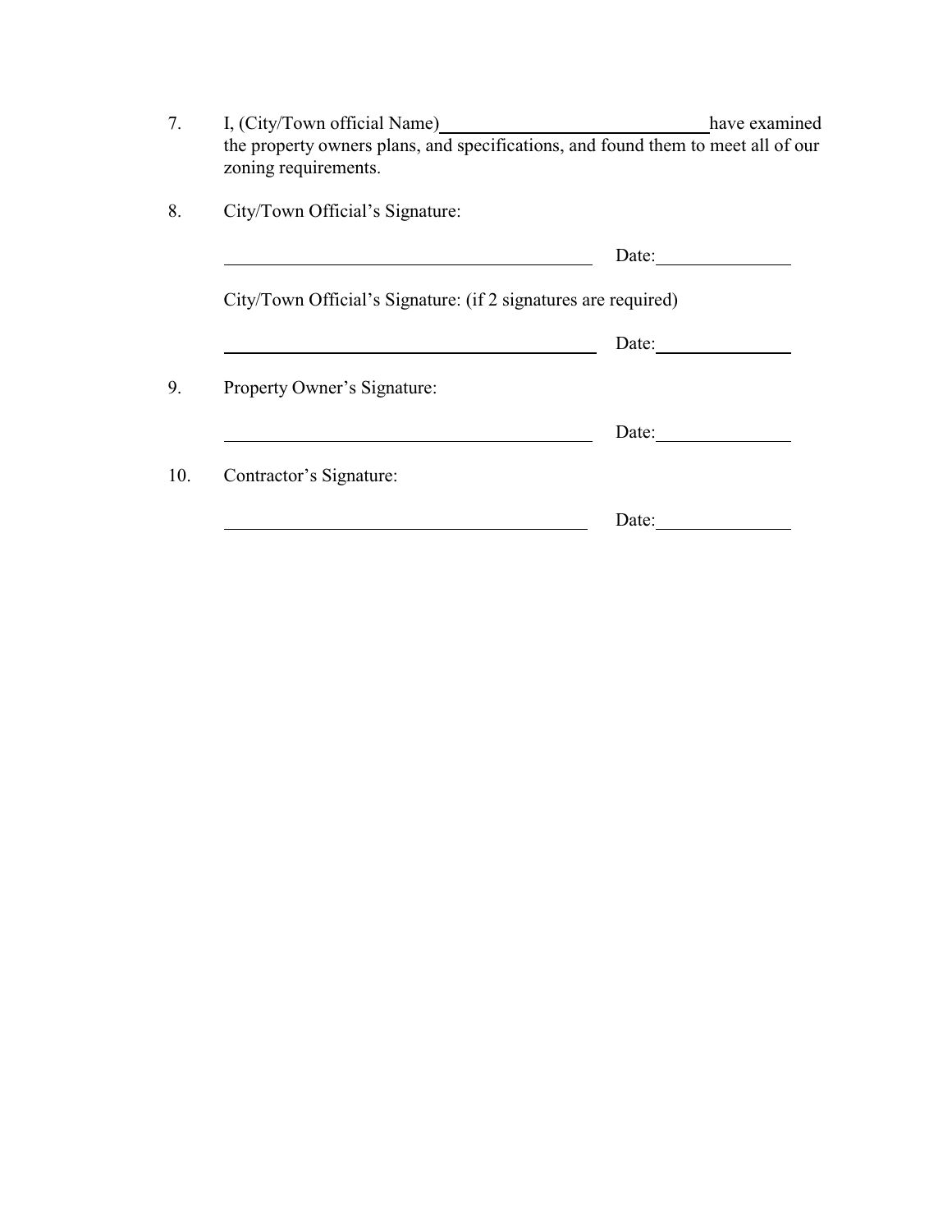7. I, (City/Town official Name)______________________________have examined the property owners plans, and specifications, and found them to meet all of our zoning requirements.

8. City/Town Official's Signature:

   ________________________________________ Date:______________

   City/Town Official's Signature: (if 2 signatures are required)

   ________________________________________ Date:______________

9. Property Owner's Signature:

   ________________________________________ Date:______________

10. Contractor's Signature:

    ________________________________________ Date:______________